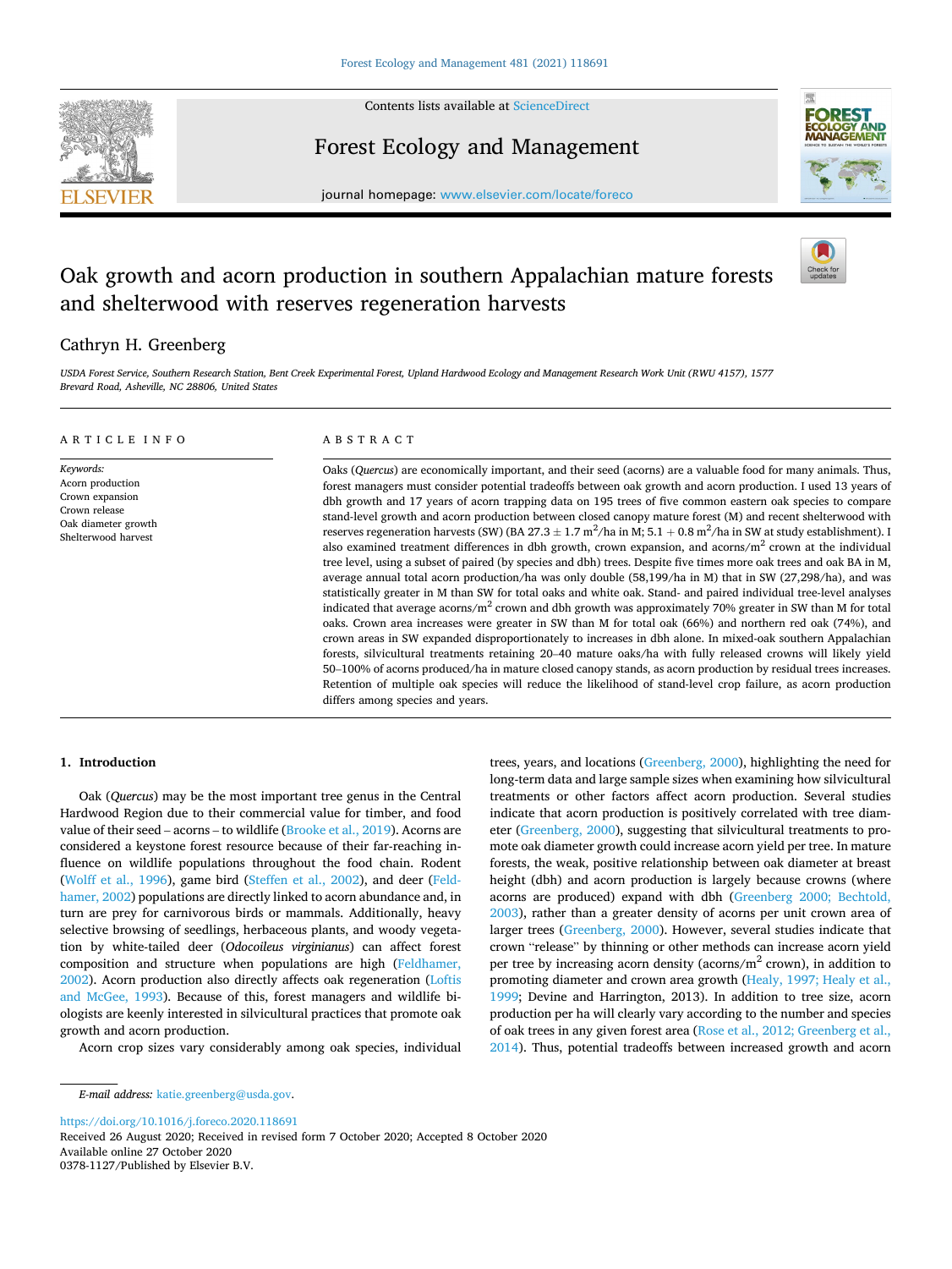# Oak growth and acorn production in southern Appalachian mature forests and shelterwood with reserves regeneration harvests

Cathryn H. Greenberg

*USDA Forest Service, Southern Research Station, Bent Creek Experimental Forest, Upland Hardwood Ecology and Management Research Work Unit (RWU 4157), 1577 Brevard Road, Asheville, NC 28806, United States*

## ARTICLE INFO

*Keywords:*
Acorn production
Crown expansion
Crown release
Oak diameter growth
Shelterwood harvest

## ABSTRACT

Oaks (*Quercus*) are economically important, and their seed (acorns) are a valuable food for many animals. Thus, forest managers must consider potential tradeoffs between oak growth and acorn production. I used 13 years of dbh growth and 17 years of acorn trapping data on 195 trees of five common eastern oak species to compare stand-level growth and acorn production between closed canopy mature forest (M) and recent shelterwood with reserves regeneration harvests (SW) (BA $27.3 \pm 1.7$ m$^2$/ha in M; $5.1 + 0.8$ m$^2$/ha in SW at study establishment). I also examined treatment differences in dbh growth, crown expansion, and acorns/m$^2$ crown at the individual tree level, using a subset of paired (by species and dbh) trees. Despite five times more oak trees and oak BA in M, average annual total acorn production/ha was only double (58,199/ha in M) that in SW (27,298/ha), and was statistically greater in M than SW for total oaks and white oak. Stand- and paired individual tree-level analyses indicated that average acorns/m$^2$ crown and dbh growth was approximately 70% greater in SW than M for total oaks. Crown area increases were greater in SW than M for total oak (66%) and northern red oak (74%), and crown areas in SW expanded disproportionately to increases in dbh alone. In mixed-oak southern Appalachian forests, silvicultural treatments retaining 20–40 mature oaks/ha with fully released crowns will likely yield 50–100% of acorns produced/ha in mature closed canopy stands, as acorn production by residual trees increases. Retention of multiple oak species will reduce the likelihood of stand-level crop failure, as acorn production differs among species and years.

## 1. Introduction

Oak (*Quercus*) may be the most important tree genus in the Central Hardwood Region due to their commercial value for timber, and food value of their seed – acorns – to wildlife (Brooke et al., 2019). Acorns are considered a keystone forest resource because of their far-reaching influence on wildlife populations throughout the food chain. Rodent (Wolff et al., 1996), game bird (Steffen et al., 2002), and deer (Feldhamer, 2002) populations are directly linked to acorn abundance and, in turn are prey for carnivorous birds or mammals. Additionally, heavy selective browsing of seedlings, herbaceous plants, and woody vegetation by white-tailed deer (*Odocoileus virginianus*) can affect forest composition and structure when populations are high (Feldhamer, 2002). Acorn production also directly affects oak regeneration (Loftis and McGee, 1993). Because of this, forest managers and wildlife biologists are keenly interested in silvicultural practices that promote oak growth and acorn production.

Acorn crop sizes vary considerably among oak species, individual trees, years, and locations (Greenberg, 2000), highlighting the need for long-term data and large sample sizes when examining how silvicultural treatments or other factors affect acorn production. Several studies indicate that acorn production is positively correlated with tree diameter (Greenberg, 2000), suggesting that silvicultural treatments to promote oak diameter growth could increase acorn yield per tree. In mature forests, the weak, positive relationship between oak diameter at breast height (dbh) and acorn production is largely because crowns (where acorns are produced) expand with dbh (Greenberg 2000; Bechtold, 2003), rather than a greater density of acorns per unit crown area of larger trees (Greenberg, 2000). However, several studies indicate that crown "release" by thinning or other methods can increase acorn yield per tree by increasing acorn density (acorns/m$^2$ crown), in addition to promoting diameter and crown area growth (Healy, 1997; Healy et al., 1999; Devine and Harrington, 2013). In addition to tree size, acorn production per ha will clearly vary according to the number and species of oak trees in any given forest area (Rose et al., 2012; Greenberg et al., 2014). Thus, potential tradeoffs between increased growth and acorn

---

*E-mail address:* katie.greenberg@usda.gov.

https://doi.org/10.1016/j.foreco.2020.118691
Received 26 August 2020; Received in revised form 7 October 2020; Accepted 8 October 2020
Available online 27 October 2020
0378-1127/Published by Elsevier B.V.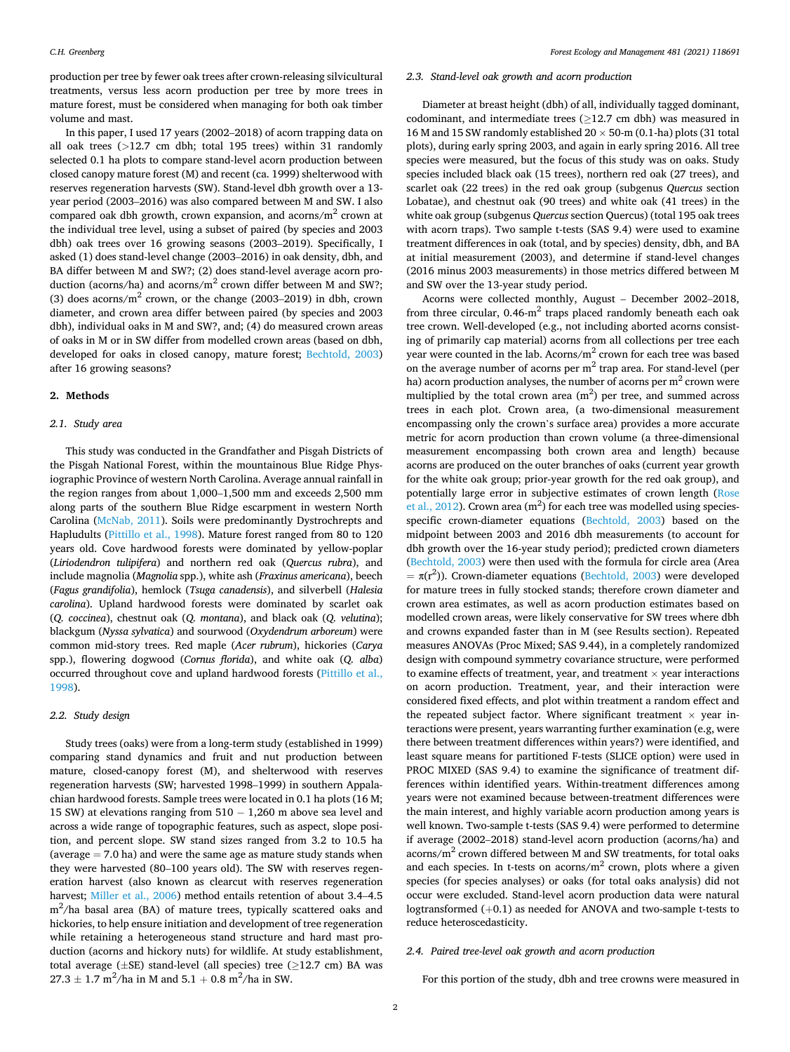production per tree by fewer oak trees after crown-releasing silvicultural treatments, versus less acorn production per tree by more trees in mature forest, must be considered when managing for both oak timber volume and mast.

In this paper, I used 17 years (2002–2018) of acorn trapping data on all oak trees (>12.7 cm dbh; total 195 trees) within 31 randomly selected 0.1 ha plots to compare stand-level acorn production between closed canopy mature forest (M) and recent (ca. 1999) shelterwood with reserves regeneration harvests (SW). Stand-level dbh growth over a 13-year period (2003–2016) was also compared between M and SW. I also compared oak dbh growth, crown expansion, and acorns/m$^2$ crown at the individual tree level, using a subset of paired (by species and 2003 dbh) oak trees over 16 growing seasons (2003–2019). Specifically, I asked (1) does stand-level change (2003–2016) in oak density, dbh, and BA differ between M and SW?; (2) does stand-level average acorn production (acorns/ha) and acorns/m$^2$ crown differ between M and SW?; (3) does acorns/m$^2$ crown, or the change (2003–2019) in dbh, crown diameter, and crown area differ between paired (by species and 2003 dbh), individual oaks in M and SW?, and; (4) do measured crown areas of oaks in M or in SW differ from modelled crown areas (based on dbh, developed for oaks in closed canopy, mature forest; Bechtold, 2003) after 16 growing seasons?

## 2. Methods

### 2.1. Study area

This study was conducted in the Grandfather and Pisgah Districts of the Pisgah National Forest, within the mountainous Blue Ridge Physiographic Province of western North Carolina. Average annual rainfall in the region ranges from about 1,000–1,500 mm and exceeds 2,500 mm along parts of the southern Blue Ridge escarpment in western North Carolina (McNab, 2011). Soils were predominantly Dystrochrepts and Hapludults (Pittillo et al., 1998). Mature forest ranged from 80 to 120 years old. Cove hardwood forests were dominated by yellow-poplar (*Liriodendron tulipifera*) and northern red oak (*Quercus rubra*), and include magnolia (*Magnolia* spp.), white ash (*Fraxinus americana*), beech (*Fagus grandifolia*), hemlock (*Tsuga canadensis*), and silverbell (*Halesia carolina*). Upland hardwood forests were dominated by scarlet oak (*Q. coccinea*), chestnut oak (*Q. montana*), and black oak (*Q. velutina*); blackgum (*Nyssa sylvatica*) and sourwood (*Oxydendrum arboreum*) were common mid-story trees. Red maple (*Acer rubrum*), hickories (*Carya* spp.), flowering dogwood (*Cornus florida*), and white oak (*Q. alba*) occurred throughout cove and upland hardwood forests (Pittillo et al., 1998).

### 2.2. Study design

Study trees (oaks) were from a long-term study (established in 1999) comparing stand dynamics and fruit and nut production between mature, closed-canopy forest (M), and shelterwood with reserves regeneration harvests (SW; harvested 1998–1999) in southern Appalachian hardwood forests. Sample trees were located in 0.1 ha plots (16 M; 15 SW) at elevations ranging from 510 − 1,260 m above sea level and across a wide range of topographic features, such as aspect, slope position, and percent slope. SW stand sizes ranged from 3.2 to 10.5 ha (average = 7.0 ha) and were the same age as mature study stands when they were harvested (80–100 years old). The SW with reserves regeneration harvest (also known as clearcut with reserves regeneration harvest; Miller et al., 2006) method entails retention of about 3.4–4.5 m$^2$/ha basal area (BA) of mature trees, typically scattered oaks and hickories, to help ensure initiation and development of tree regeneration while retaining a heterogeneous stand structure and hard mast production (acorns and hickory nuts) for wildlife. At study establishment, total average (±SE) stand-level (all species) tree (≥12.7 cm) BA was 27.3 ± 1.7 m$^2$/ha in M and 5.1 + 0.8 m$^2$/ha in SW.

### 2.3. Stand-level oak growth and acorn production

Diameter at breast height (dbh) of all, individually tagged dominant, codominant, and intermediate trees (≥12.7 cm dbh) was measured in 16 M and 15 SW randomly established 20 × 50-m (0.1-ha) plots (31 total plots), during early spring 2003, and again in early spring 2016. All tree species were measured, but the focus of this study was on oaks. Study species included black oak (15 trees), northern red oak (27 trees), and scarlet oak (22 trees) in the red oak group (subgenus *Quercus* section Lobatae), and chestnut oak (90 trees) and white oak (41 trees) in the white oak group (subgenus *Quercus* section Quercus) (total 195 oak trees with acorn traps). Two sample t-tests (SAS 9.4) were used to examine treatment differences in oak (total, and by species) density, dbh, and BA at initial measurement (2003), and determine if stand-level changes (2016 minus 2003 measurements) in those metrics differed between M and SW over the 13-year study period.

Acorns were collected monthly, August – December 2002–2018, from three circular, 0.46-m$^2$ traps placed randomly beneath each oak tree crown. Well-developed (e.g., not including aborted acorns consisting of primarily cap material) acorns from all collections per tree each year were counted in the lab. Acorns/m$^2$ crown for each tree was based on the average number of acorns per m$^2$ trap area. For stand-level (per ha) acorn production analyses, the number of acorns per m$^2$ crown were multiplied by the total crown area (m$^2$) per tree, and summed across trees in each plot. Crown area, (a two-dimensional measurement encompassing only the crown's surface area) provides a more accurate metric for acorn production than crown volume (a three-dimensional measurement encompassing both crown area and length) because acorns are produced on the outer branches of oaks (current year growth for the white oak group; prior-year growth for the red oak group), and potentially large error in subjective estimates of crown length (Rose et al., 2012). Crown area (m$^2$) for each tree was modelled using species-specific crown-diameter equations (Bechtold, 2003) based on the midpoint between 2003 and 2016 dbh measurements (to account for dbh growth over the 16-year study period); predicted crown diameters (Bechtold, 2003) were then used with the formula for circle area (Area = $\pi(r^2)$). Crown-diameter equations (Bechtold, 2003) were developed for mature trees in fully stocked stands; therefore crown diameter and crown area estimates, as well as acorn production estimates based on modelled crown areas, were likely conservative for SW trees where dbh and crowns expanded faster than in M (see Results section). Repeated measures ANOVAs (Proc Mixed; SAS 9.44), in a completely randomized design with compound symmetry covariance structure, were performed to examine effects of treatment, year, and treatment × year interactions on acorn production. Treatment, year, and their interaction were considered fixed effects, and plot within treatment a random effect and the repeated subject factor. Where significant treatment × year interactions were present, years warranting further examination (e.g, were there between treatment differences within years?) were identified, and least square means for partitioned F-tests (SLICE option) were used in PROC MIXED (SAS 9.4) to examine the significance of treatment differences within identified years. Within-treatment differences among years were not examined because between-treatment differences were the main interest, and highly variable acorn production among years is well known. Two-sample t-tests (SAS 9.4) were performed to determine if average (2002–2018) stand-level acorn production (acorns/ha) and acorns/m$^2$ crown differed between M and SW treatments, for total oaks and each species. In t-tests on acorns/m$^2$ crown, plots where a given species (for species analyses) or oaks (for total oaks analysis) did not occur were excluded. Stand-level acorn production data were natural logtransformed (+0.1) as needed for ANOVA and two-sample t-tests to reduce heteroscedasticity.

### 2.4. Paired tree-level oak growth and acorn production

For this portion of the study, dbh and tree crowns were measured in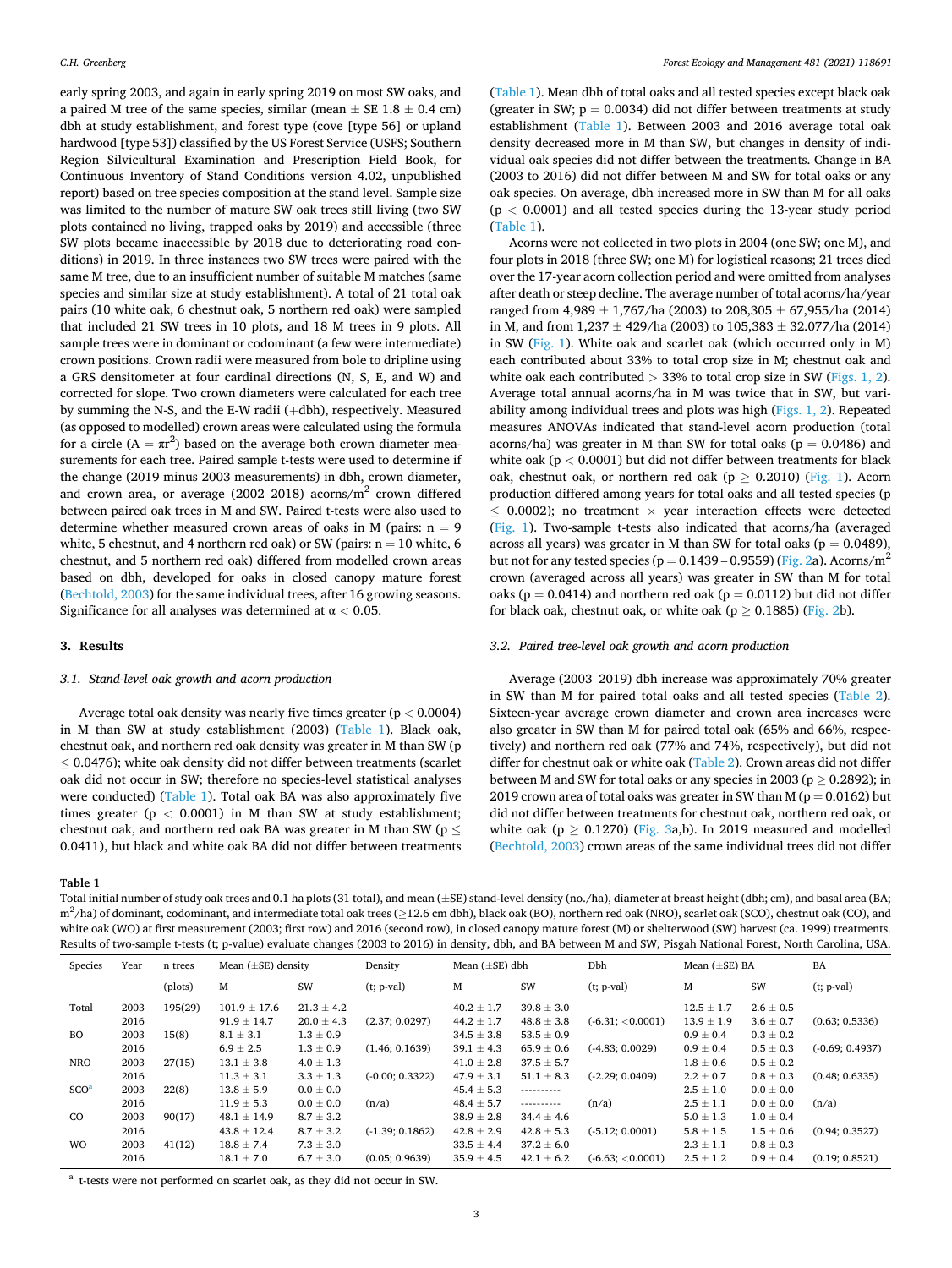early spring 2003, and again in early spring 2019 on most SW oaks, and a paired M tree of the same species, similar (mean ± SE 1.8 ± 0.4 cm) dbh at study establishment, and forest type (cove [type 56] or upland hardwood [type 53]) classified by the US Forest Service (USFS; Southern Region Silvicultural Examination and Prescription Field Book, for Continuous Inventory of Stand Conditions version 4.02, unpublished report) based on tree species composition at the stand level. Sample size was limited to the number of mature SW oak trees still living (two SW plots contained no living, trapped oaks by 2019) and accessible (three SW plots became inaccessible by 2018 due to deteriorating road conditions) in 2019. In three instances two SW trees were paired with the same M tree, due to an insufficient number of suitable M matches (same species and similar size at study establishment). A total of 21 total oak pairs (10 white oak, 6 chestnut oak, 5 northern red oak) were sampled that included 21 SW trees in 10 plots, and 18 M trees in 9 plots. All sample trees were in dominant or codominant (a few were intermediate) crown positions. Crown radii were measured from bole to dripline using a GRS densitometer at four cardinal directions (N, S, E, and W) and corrected for slope. Two crown diameters were calculated for each tree by summing the N-S, and the E-W radii (+dbh), respectively. Measured (as opposed to modelled) crown areas were calculated using the formula for a circle ($A = \pi r^2$) based on the average both crown diameter measurements for each tree. Paired sample t-tests were used to determine if the change (2019 minus 2003 measurements) in dbh, crown diameter, and crown area, or average (2002–2018) acorns/$m^2$ crown differed between paired oak trees in M and SW. Paired t-tests were also used to determine whether measured crown areas of oaks in M (pairs: n = 9 white, 5 chestnut, and 4 northern red oak) or SW (pairs: n = 10 white, 6 chestnut, and 5 northern red oak) differed from modelled crown areas based on dbh, developed for oaks in closed canopy mature forest (Bechtold, 2003) for the same individual trees, after 16 growing seasons. Significance for all analyses was determined at $\alpha < 0.05$.

# 3. Results

## 3.1. Stand-level oak growth and acorn production

Average total oak density was nearly five times greater ($p < 0.0004$) in M than SW at study establishment (2003) (Table 1). Black oak, chestnut oak, and northern red oak density was greater in M than SW ($p \leq 0.0476$); white oak density did not differ between treatments (scarlet oak did not occur in SW; therefore no species-level statistical analyses were conducted) (Table 1). Total oak BA was also approximately five times greater ($p < 0.0001$) in M than SW at study establishment; chestnut oak, and northern red oak BA was greater in M than SW ($p \leq 0.0411$), but black and white oak BA did not differ between treatments (Table 1). Mean dbh of total oaks and all tested species except black oak (greater in SW; $p = 0.0034$) did not differ between treatments at study establishment (Table 1). Between 2003 and 2016 average total oak density decreased more in M than SW, but changes in density of individual oak species did not differ between the treatments. Change in BA (2003 to 2016) did not differ between M and SW for total oaks or any oak species. On average, dbh increased more in SW than M for all oaks ($p < 0.0001$) and all tested species during the 13-year study period (Table 1).

Acorns were not collected in two plots in 2004 (one SW; one M), and four plots in 2018 (three SW; one M) for logistical reasons; 21 trees died over the 17-year acorn collection period and were omitted from analyses after death or steep decline. The average number of total acorns/ha/year ranged from 4,989 ± 1,767/ha (2003) to 208,305 ± 67,955/ha (2014) in M, and from 1,237 ± 429/ha (2003) to 105,383 ± 32.077/ha (2014) in SW (Fig. 1). White oak and scarlet oak (which occurred only in M) each contributed about 33% to total crop size in M; chestnut oak and white oak each contributed > 33% to total crop size in SW (Figs. 1, 2). Average total annual acorns/ha in M was twice that in SW, but variability among individual trees and plots was high (Figs. 1, 2). Repeated measures ANOVAs indicated that stand-level acorn production (total acorns/ha) was greater in M than SW for total oaks ($p = 0.0486$) and white oak ($p < 0.0001$) but did not differ between treatments for black oak, chestnut oak, or northern red oak ($p \geq 0.2010$) (Fig. 1). Acorn production differed among years for total oaks and all tested species ($p \leq 0.0002$); no treatment × year interaction effects were detected (Fig. 1). Two-sample t-tests also indicated that acorns/ha (averaged across all years) was greater in M than SW for total oaks ($p = 0.0489$), but not for any tested species ($p = 0.1439$ – $0.9559$) (Fig. 2a). Acorns/$m^2$ crown (averaged across all years) was greater in SW than M for total oaks ($p = 0.0414$) and northern red oak ($p = 0.0112$) but did not differ for black oak, chestnut oak, or white oak ($p \geq 0.1885$) (Fig. 2b).

## 3.2. Paired tree-level oak growth and acorn production

Average (2003–2019) dbh increase was approximately 70% greater in SW than M for paired total oaks and all tested species (Table 2). Sixteen-year average crown diameter and crown area increases were also greater in SW than M for paired total oaks (65% and 66%, respectively) and northern red oak (77% and 74%, respectively), but did not differ for chestnut oak or white oak (Table 2). Crown areas did not differ between M and SW for total oaks or any species in 2003 ($p \geq 0.2892$); in 2019 crown area of total oaks was greater in SW than M ($p = 0.0162$) but did not differ between treatments for chestnut oak, northern red oak, or white oak ($p \geq 0.1270$) (Fig. 3a,b). In 2019 measured and modelled (Bechtold, 2003) crown areas of the same individual trees did not differ

**Table 1**
Total initial number of study oak trees and 0.1 ha plots (31 total), and mean (±SE) stand-level density (no./ha), diameter at breast height (dbh; cm), and basal area (BA; $m^2$/ha) of dominant, codominant, and intermediate total oak trees (≥12.6 cm dbh), black oak (BO), northern red oak (NRO), scarlet oak (SCO), chestnut oak (CO), and white oak (WO) at first measurement (2003; first row) and 2016 (second row), in closed canopy mature forest (M) or shelterwood (SW) harvest (ca. 1999) treatments. Results of two-sample t-tests (t; p-value) evaluate changes (2003 to 2016) in density, dbh, and BA between M and SW, Pisgah National Forest, North Carolina, USA.

| Species | Year | n trees (plots) | Mean (±SE) density | | Density | Mean (±SE) dbh | | Dbh | Mean (±SE) BA | | BA |
|---|---|---|---|---|---|---|---|---|---|---|---|
| | | | M | SW | (t; p-val) | M | SW | (t; p-val) | M | SW | (t; p-val) |
| Total | 2003 | 195(29) | 101.9 ± 17.6 | 21.3 ± 4.2 | | 40.2 ± 1.7 | 39.8 ± 3.0 | | 12.5 ± 1.7 | 2.6 ± 0.5 | |
| | 2016 | | 91.9 ± 14.7 | 20.0 ± 4.3 | (2.37; 0.0297) | 44.2 ± 1.7 | 48.8 ± 3.8 | (-6.31; <0.0001) | 13.9 ± 1.9 | 3.6 ± 0.7 | (0.63; 0.5336) |
| BO | 2003 | 15(8) | 8.1 ± 3.1 | 1.3 ± 0.9 | | 34.5 ± 3.8 | 53.5 ± 0.9 | | 0.9 ± 0.4 | 0.3 ± 0.2 | |
| | 2016 | | 6.9 ± 2.5 | 1.3 ± 0.9 | (1.46; 0.1639) | 39.1 ± 4.3 | 65.9 ± 0.6 | (-4.83; 0.0029) | 0.9 ± 0.4 | 0.5 ± 0.3 | (-0.69; 0.4937) |
| NRO | 2003 | 27(15) | 13.1 ± 3.8 | 4.0 ± 1.3 | | 41.0 ± 2.8 | 37.5 ± 5.7 | | 1.8 ± 0.6 | 0.5 ± 0.2 | |
| | 2016 | | 11.3 ± 3.1 | 3.3 ± 1.3 | (-0.00; 0.3322) | 47.9 ± 3.1 | 51.1 ± 8.3 | (-2.29; 0.0409) | 2.2 ± 0.7 | 0.8 ± 0.3 | (0.48; 0.6335) |
| SCO[a] | 2003 | 22(8) | 13.8 ± 5.9 | 0.0 ± 0.0 | | 45.4 ± 5.3 | ---------- | | 2.5 ± 1.0 | 0.0 ± 0.0 | |
| | 2016 | | 11.9 ± 5.3 | 0.0 ± 0.0 | (n/a) | 48.4 ± 5.7 | ---------- | (n/a) | 2.5 ± 1.1 | 0.0 ± 0.0 | (n/a) |
| CO | 2003 | 90(17) | 48.1 ± 14.9 | 8.7 ± 3.2 | | 38.9 ± 2.8 | 34.4 ± 4.6 | | 5.0 ± 1.3 | 1.0 ± 0.4 | |
| | 2016 | | 43.8 ± 12.4 | 8.7 ± 3.2 | (-1.39; 0.1862) | 42.8 ± 2.9 | 42.8 ± 5.3 | (-5.12; 0.0001) | 5.8 ± 1.5 | 1.5 ± 0.6 | (0.94; 0.3527) |
| WO | 2003 | 41(12) | 18.8 ± 7.4 | 7.3 ± 3.0 | | 33.5 ± 4.4 | 37.2 ± 6.0 | | 2.3 ± 1.1 | 0.8 ± 0.3 | |
| | 2016 | | 18.1 ± 7.0 | 6.7 ± 3.0 | (0.05; 0.9639) | 35.9 ± 4.5 | 42.1 ± 6.2 | (-6.63; <0.0001) | 2.5 ± 1.2 | 0.9 ± 0.4 | (0.19; 0.8521) |

[a] t-tests were not performed on scarlet oak, as they did not occur in SW.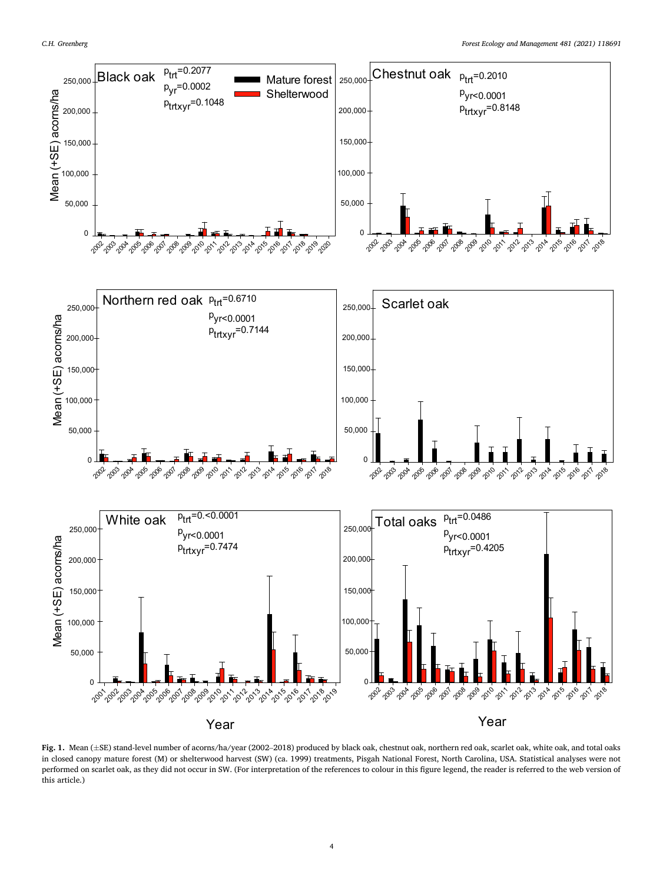Fig. 1. Mean (±SE) stand-level number of acorns/ha/year (2002–2018) produced by black oak, chestnut oak, northern red oak, scarlet oak, white oak, and total oaks in closed canopy mature forest (M) or shelterwood harvest (SW) (ca. 1999) treatments, Pisgah National Forest, North Carolina, USA. Statistical analyses were not performed on scarlet oak, as they did not occur in SW. (For interpretation of the references to colour in this figure legend, the reader is referred to the web version of this article.)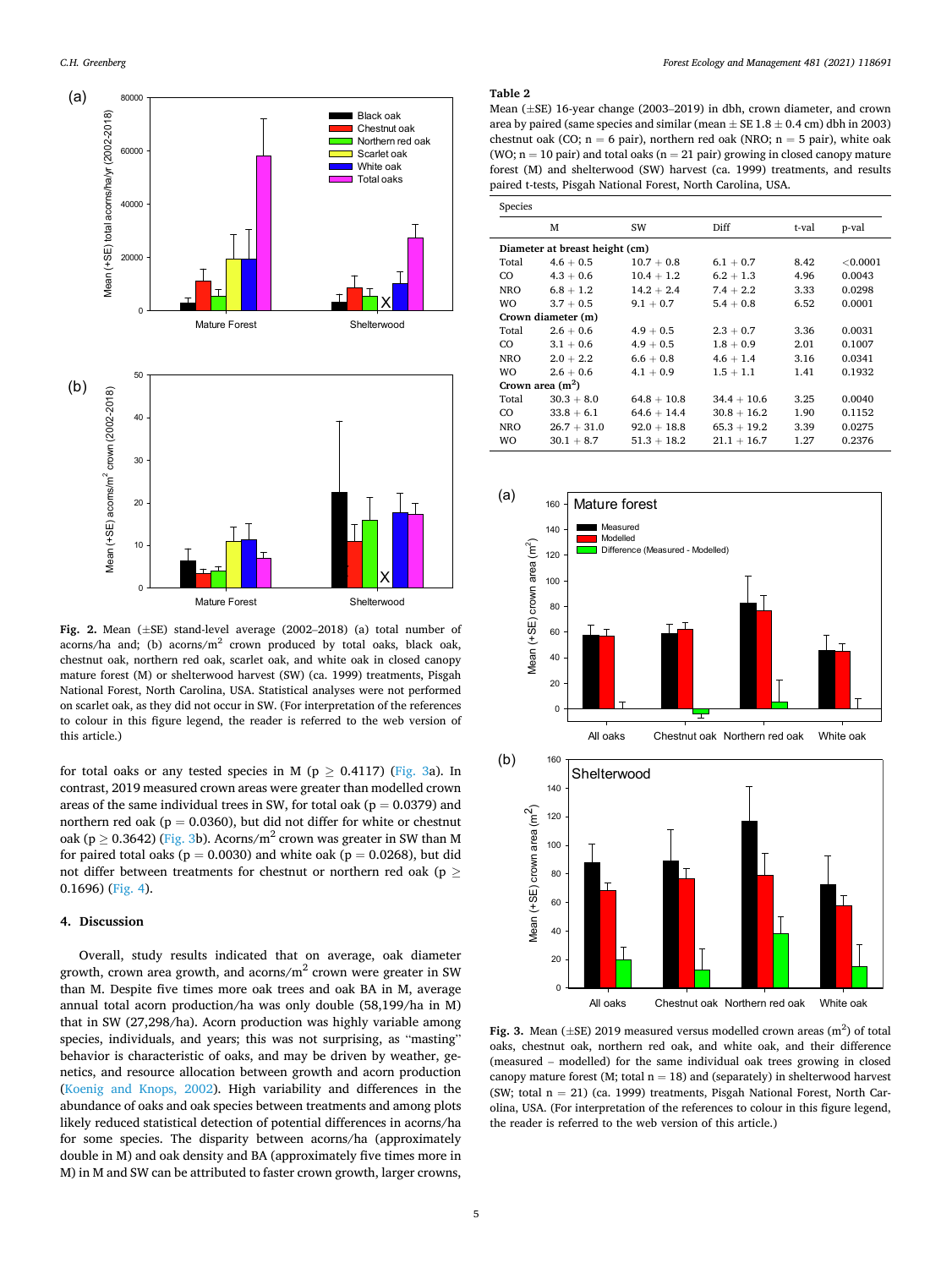**Fig. 2.** Mean (±SE) stand-level average (2002–2018) (a) total number of acorns/ha and; (b) acorns/m$^2$ crown produced by total oaks, black oak, chestnut oak, northern red oak, scarlet oak, and white oak in closed canopy mature forest (M) or shelterwood harvest (SW) (ca. 1999) treatments, Pisgah National Forest, North Carolina, USA. Statistical analyses were not performed on scarlet oak, as they did not occur in SW. (For interpretation of the references to colour in this figure legend, the reader is referred to the web version of this article.)

for total oaks or any tested species in M ($p \geq 0.4117$) (Fig. 3a). In contrast, 2019 measured crown areas were greater than modelled crown areas of the same individual trees in SW, for total oak ($p = 0.0379$) and northern red oak ($p = 0.0360$), but did not differ for white or chestnut oak ($p \geq 0.3642$) (Fig. 3b). Acorns/m$^2$ crown was greater in SW than M for paired total oaks ($p = 0.0030$) and white oak ($p = 0.0268$), but did not differ between treatments for chestnut or northern red oak ($p \geq 0.1696$) (Fig. 4).

## 4. Discussion

Overall, study results indicated that on average, oak diameter growth, crown area growth, and acorns/m$^2$ crown were greater in SW than M. Despite five times more oak trees and oak BA in M, average annual total acorn production/ha was only double (58,199/ha in M) that in SW (27,298/ha). Acorn production was highly variable among species, individuals, and years; this was not surprising, as "masting" behavior is characteristic of oaks, and may be driven by weather, genetics, and resource allocation between growth and acorn production (Koenig and Knops, 2002). High variability and differences in the abundance of oaks and oak species between treatments and among plots likely reduced statistical detection of potential differences in acorns/ha for some species. The disparity between acorns/ha (approximately double in M) and oak density and BA (approximately five times more in M) in M and SW can be attributed to faster crown growth, larger crowns,

**Table 2**
Mean (±SE) 16-year change (2003–2019) in dbh, crown diameter, and crown area by paired (same species and similar (mean ± SE 1.8 ± 0.4 cm) dbh in 2003) chestnut oak (CO; n = 6 pair), northern red oak (NRO; n = 5 pair), white oak (WO; n = 10 pair) and total oaks (n = 21 pair) growing in closed canopy mature forest (M) and shelterwood (SW) harvest (ca. 1999) treatments, and results paired t-tests, Pisgah National Forest, North Carolina, USA.

| Species | M | SW | Diff | t-val | p-val |
|---|---|---|---|---|---|
| **Diameter at breast height (cm)** | | | | | |
| Total | 4.6 + 0.5 | 10.7 + 0.8 | 6.1 + 0.7 | 8.42 | <0.0001 |
| CO | 4.3 + 0.6 | 10.4 + 1.2 | 6.2 + 1.3 | 4.96 | 0.0043 |
| NRO | 6.8 + 1.2 | 14.2 + 2.4 | 7.4 + 2.2 | 3.33 | 0.0298 |
| WO | 3.7 + 0.5 | 9.1 + 0.7 | 5.4 + 0.8 | 6.52 | 0.0001 |
| **Crown diameter (m)** | | | | | |
| Total | 2.6 + 0.6 | 4.9 + 0.5 | 2.3 + 0.7 | 3.36 | 0.0031 |
| CO | 3.1 + 0.6 | 4.9 + 0.5 | 1.8 + 0.9 | 2.01 | 0.1007 |
| NRO | 2.0 + 2.2 | 6.6 + 0.8 | 4.6 + 1.4 | 3.16 | 0.0341 |
| WO | 2.6 + 0.6 | 4.1 + 0.9 | 1.5 + 1.1 | 1.41 | 0.1932 |
| **Crown area (m$^2$)** | | | | | |
| Total | 30.3 + 8.0 | 64.8 + 10.8 | 34.4 + 10.6 | 3.25 | 0.0040 |
| CO | 33.8 + 6.1 | 64.6 + 14.4 | 30.8 + 16.2 | 1.90 | 0.1152 |
| NRO | 26.7 + 31.0 | 92.0 + 18.8 | 65.3 + 19.2 | 3.39 | 0.0275 |
| WO | 30.1 + 8.7 | 51.3 + 18.2 | 21.1 + 16.7 | 1.27 | 0.2376 |

**Fig. 3.** Mean (±SE) 2019 measured versus modelled crown areas (m$^2$) of total oaks, chestnut oak, northern red oak, and white oak, and their difference (measured – modelled) for the same individual oak trees growing in closed canopy mature forest (M; total n = 18) and (separately) in shelterwood harvest (SW; total n = 21) (ca. 1999) treatments, Pisgah National Forest, North Carolina, USA. (For interpretation of the references to colour in this figure legend, the reader is referred to the web version of this article.)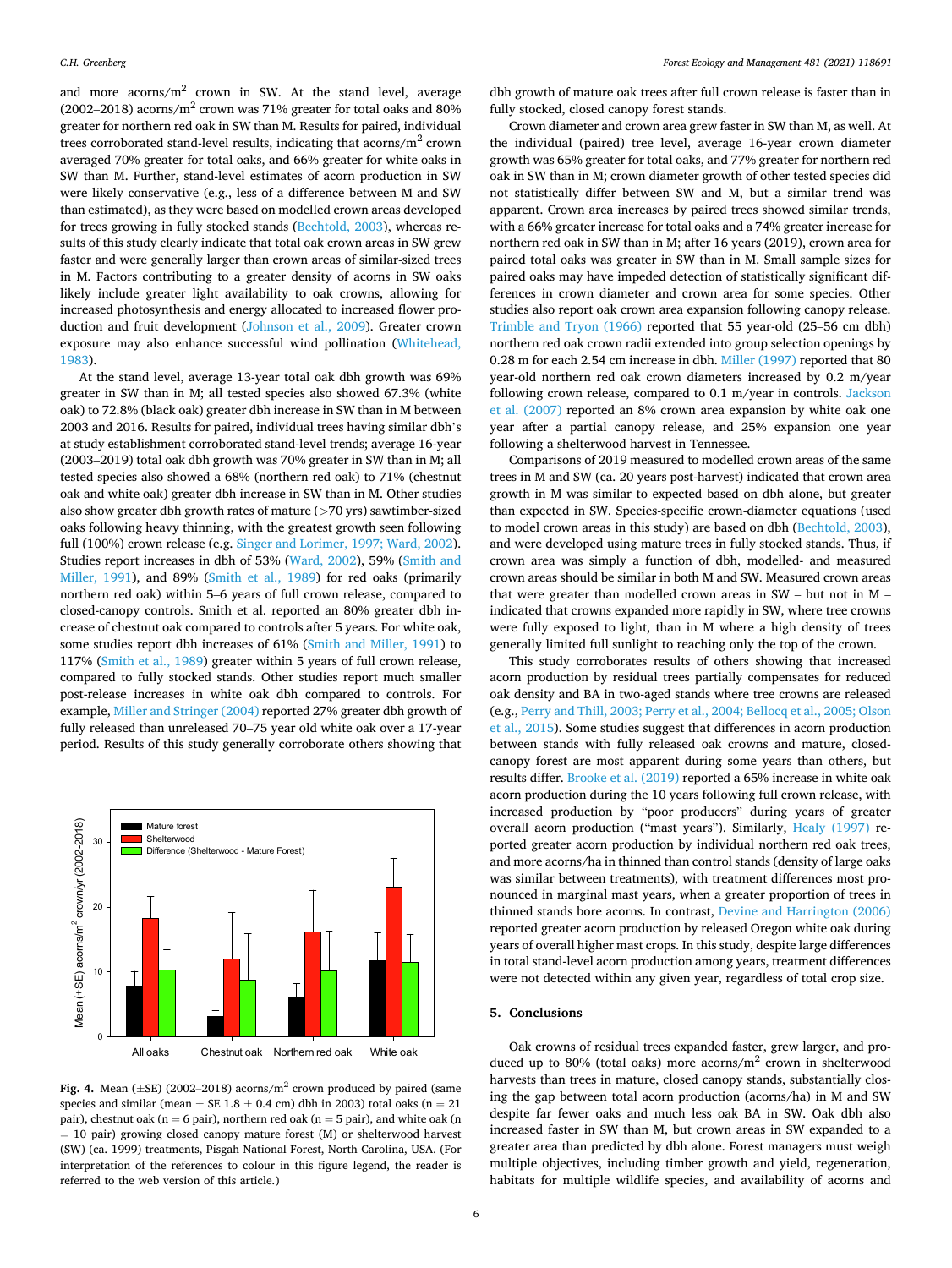and more acorns/m$^2$ crown in SW. At the stand level, average (2002–2018) acorns/m$^2$ crown was 71% greater for total oaks and 80% greater for northern red oak in SW than M. Results for paired, individual trees corroborated stand-level results, indicating that acorns/m$^2$ crown averaged 70% greater for total oaks, and 66% greater for white oaks in SW than M. Further, stand-level estimates of acorn production in SW were likely conservative (e.g., less of a difference between M and SW than estimated), as they were based on modelled crown areas developed for trees growing in fully stocked stands (Bechtold, 2003), whereas results of this study clearly indicate that total oak crown areas in SW grew faster and were generally larger than crown areas of similar-sized trees in M. Factors contributing to a greater density of acorns in SW oaks likely include greater light availability to oak crowns, allowing for increased photosynthesis and energy allocated to increased flower production and fruit development (Johnson et al., 2009). Greater crown exposure may also enhance successful wind pollination (Whitehead, 1983).

At the stand level, average 13-year total oak dbh growth was 69% greater in SW than in M; all tested species also showed 67.3% (white oak) to 72.8% (black oak) greater dbh increase in SW than in M between 2003 and 2016. Results for paired, individual trees having similar dbh's at study establishment corroborated stand-level trends; average 16-year (2003–2019) total oak dbh growth was 70% greater in SW than in M; all tested species also showed a 68% (northern red oak) to 71% (chestnut oak and white oak) greater dbh increase in SW than in M. Other studies also show greater dbh growth rates of mature (>70 yrs) sawtimber-sized oaks following heavy thinning, with the greatest growth seen following full (100%) crown release (e.g. Singer and Lorimer, 1997; Ward, 2002). Studies report increases in dbh of 53% (Ward, 2002), 59% (Smith and Miller, 1991), and 89% (Smith et al., 1989) for red oaks (primarily northern red oak) within 5–6 years of full crown release, compared to closed-canopy controls. Smith et al. reported an 80% greater dbh increase of chestnut oak compared to controls after 5 years. For white oak, some studies report dbh increases of 61% (Smith and Miller, 1991) to 117% (Smith et al., 1989) greater within 5 years of full crown release, compared to fully stocked stands. Other studies report much smaller post-release increases in white oak dbh compared to controls. For example, Miller and Stringer (2004) reported 27% greater dbh growth of fully released than unreleased 70–75 year old white oak over a 17-year period. Results of this study generally corroborate others showing that dbh growth of mature oak trees after full crown release is faster than in fully stocked, closed canopy forest stands.

Crown diameter and crown area grew faster in SW than M, as well. At the individual (paired) tree level, average 16-year crown diameter growth was 65% greater for total oaks, and 77% greater for northern red oak in SW than in M; crown diameter growth of other tested species did not statistically differ between SW and M, but a similar trend was apparent. Crown area increases by paired trees showed similar trends, with a 66% greater increase for total oaks and a 74% greater increase for northern red oak in SW than in M; after 16 years (2019), crown area for paired total oaks was greater in SW than in M. Small sample sizes for paired oaks may have impeded detection of statistically significant differences in crown diameter and crown area for some species. Other studies also report oak crown area expansion following canopy release. Trimble and Tryon (1966) reported that 55 year-old (25–56 cm dbh) northern red oak crown radii extended into group selection openings by 0.28 m for each 2.54 cm increase in dbh. Miller (1997) reported that 80 year-old northern red oak crown diameters increased by 0.2 m/year following crown release, compared to 0.1 m/year in controls. Jackson et al. (2007) reported an 8% crown area expansion by white oak one year after a partial canopy release, and 25% expansion one year following a shelterwood harvest in Tennessee.

Comparisons of 2019 measured to modelled crown areas of the same trees in M and SW (ca. 20 years post-harvest) indicated that crown area growth in M was similar to expected based on dbh alone, but greater than expected in SW. Species-specific crown-diameter equations (used to model crown areas in this study) are based on dbh (Bechtold, 2003), and were developed using mature trees in fully stocked stands. Thus, if crown area was simply a function of dbh, modelled- and measured crown areas should be similar in both M and SW. Measured crown areas that were greater than modelled crown areas in SW – but not in M – indicated that crowns expanded more rapidly in SW, where tree crowns were fully exposed to light, than in M where a high density of trees generally limited full sunlight to reaching only the top of the crown.

This study corroborates results of others showing that increased acorn production by residual trees partially compensates for reduced oak density and BA in two-aged stands where tree crowns are released (e.g., Perry and Thill, 2003; Perry et al., 2004; Bellocq et al., 2005; Olson et al., 2015). Some studies suggest that differences in acorn production between stands with fully released oak crowns and mature, closed-canopy forest are most apparent during some years than others, but results differ. Brooke et al. (2019) reported a 65% increase in white oak acorn production during the 10 years following full crown release, with increased production by "poor producers" during years of greater overall acorn production ("mast years"). Similarly, Healy (1997) reported greater acorn production by individual northern red oak trees, and more acorns/ha in thinned than control stands (density of large oaks was similar between treatments), with treatment differences most pronounced in marginal mast years, when a greater proportion of trees in thinned stands bore acorns. In contrast, Devine and Harrington (2006) reported greater acorn production by released Oregon white oak during years of overall higher mast crops. In this study, despite large differences in total stand-level acorn production among years, treatment differences were not detected within any given year, regardless of total crop size.

**Fig. 4.** Mean (±SE) (2002–2018) acorns/m$^2$ crown produced by paired (same species and similar (mean ± SE 1.8 ± 0.4 cm) dbh in 2003) total oaks (n = 21 pair), chestnut oak (n = 6 pair), northern red oak (n = 5 pair), and white oak (n = 10 pair) growing closed canopy mature forest (M) or shelterwood harvest (SW) (ca. 1999) treatments, Pisgah National Forest, North Carolina, USA. (For interpretation of the references to colour in this figure legend, the reader is referred to the web version of this article.)

## 5. Conclusions

Oak crowns of residual trees expanded faster, grew larger, and produced up to 80% (total oaks) more acorns/m$^2$ crown in shelterwood harvests than trees in mature, closed canopy stands, substantially closing the gap between total acorn production (acorns/ha) in M and SW despite far fewer oaks and much less oak BA in SW. Oak dbh also increased faster in SW than M, but crown areas in SW expanded to a greater area than predicted by dbh alone. Forest managers must weigh multiple objectives, including timber growth and yield, regeneration, habitats for multiple wildlife species, and availability of acorns and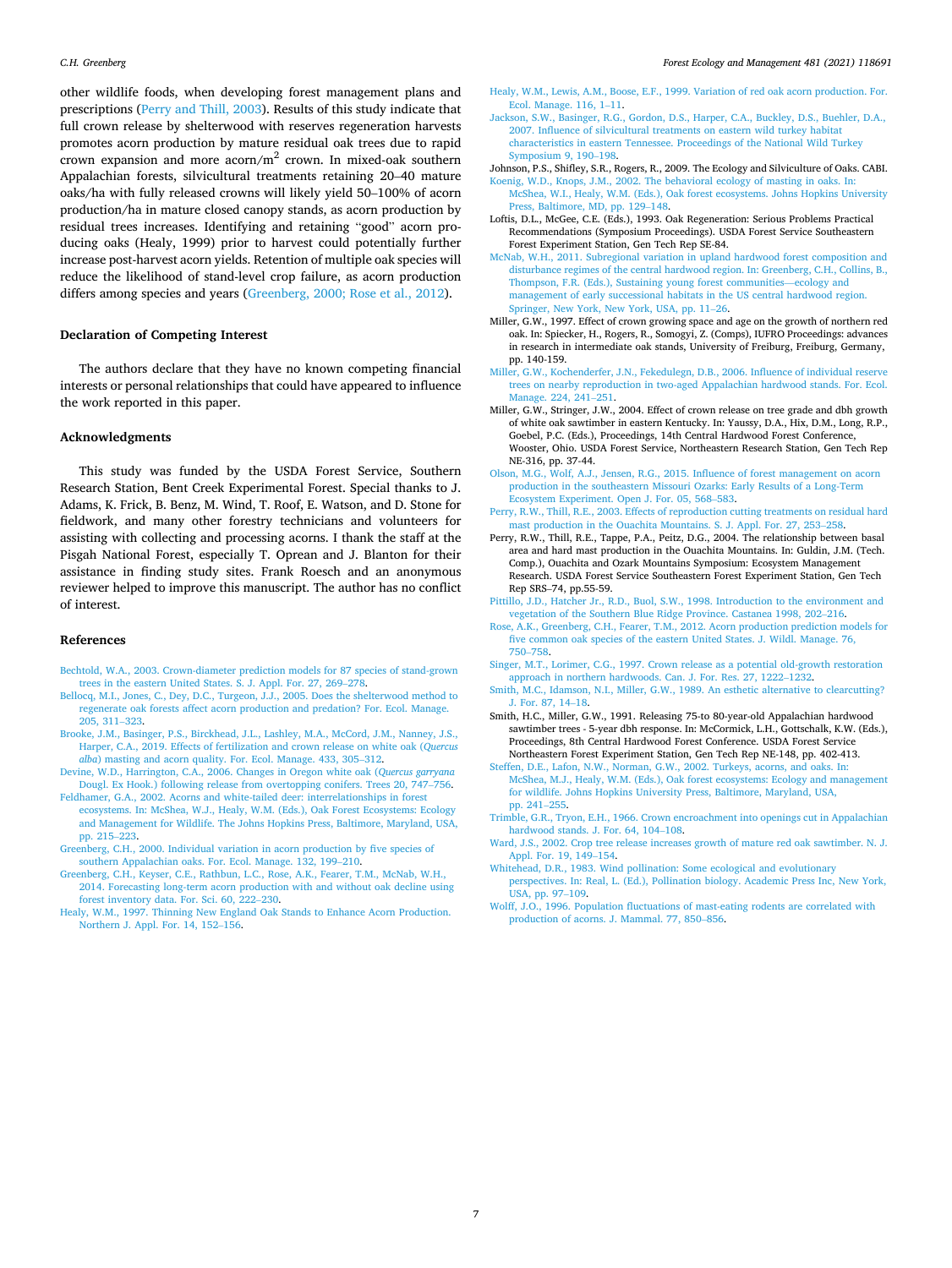other wildlife foods, when developing forest management plans and prescriptions (Perry and Thill, 2003). Results of this study indicate that full crown release by shelterwood with reserves regeneration harvests promotes acorn production by mature residual oak trees due to rapid crown expansion and more acorn/$m^2$ crown. In mixed-oak southern Appalachian forests, silvicultural treatments retaining 20–40 mature oaks/ha with fully released crowns will likely yield 50–100% of acorn production/ha in mature closed canopy stands, as acorn production by residual trees increases. Identifying and retaining "good" acorn producing oaks (Healy, 1999) prior to harvest could potentially further increase post-harvest acorn yields. Retention of multiple oak species will reduce the likelihood of stand-level crop failure, as acorn production differs among species and years (Greenberg, 2000; Rose et al., 2012).

## Declaration of Competing Interest

The authors declare that they have no known competing financial interests or personal relationships that could have appeared to influence the work reported in this paper.

## Acknowledgments

This study was funded by the USDA Forest Service, Southern Research Station, Bent Creek Experimental Forest. Special thanks to J. Adams, K. Frick, B. Benz, M. Wind, T. Roof, E. Watson, and D. Stone for fieldwork, and many other forestry technicians and volunteers for assisting with collecting and processing acorns. I thank the staff at the Pisgah National Forest, especially T. Oprean and J. Blanton for their assistance in finding study sites. Frank Roesch and an anonymous reviewer helped to improve this manuscript. The author has no conflict of interest.

## References

Bechtold, W.A., 2003. Crown-diameter prediction models for 87 species of stand-grown trees in the eastern United States. S. J. Appl. For. 27, 269–278.

Bellocq, M.I., Jones, C., Dey, D.C., Turgeon, J.J., 2005. Does the shelterwood method to regenerate oak forests affect acorn production and predation? For. Ecol. Manage. 205, 311–323.

Brooke, J.M., Basinger, P.S., Birckhead, J.L., Lashley, M.A., McCord, J.M., Nanney, J.S., Harper, C.A., 2019. Effects of fertilization and crown release on white oak (*Quercus alba*) masting and acorn quality. For. Ecol. Manage. 433, 305–312.

Devine, W.D., Harrington, C.A., 2006. Changes in Oregon white oak (*Quercus garryana* Dougl. Ex Hook.) following release from overtopping conifers. Trees 20, 747–756.

Feldhamer, G.A., 2002. Acorns and white-tailed deer: interrelationships in forest ecosystems. In: McShea, W.J., Healy, W.M. (Eds.), Oak Forest Ecosystems: Ecology and Management for Wildlife. The Johns Hopkins Press, Baltimore, Maryland, USA, pp. 215–223.

Greenberg, C.H., 2000. Individual variation in acorn production by five species of southern Appalachian oaks. For. Ecol. Manage. 132, 199–210.

Greenberg, C.H., Keyser, C.E., Rathbun, L.C., Rose, A.K., Fearer, T.M., McNab, W.H., 2014. Forecasting long-term acorn production with and without oak decline using forest inventory data. For. Sci. 60, 222–230.

Healy, W.M., 1997. Thinning New England Oak Stands to Enhance Acorn Production. Northern J. Appl. For. 14, 152–156.

Healy, W.M., Lewis, A.M., Boose, E.F., 1999. Variation of red oak acorn production. For. Ecol. Manage. 116, 1–11.

Jackson, S.W., Basinger, R.G., Gordon, D.S., Harper, C.A., Buckley, D.S., Buehler, D.A., 2007. Influence of silvicultural treatments on eastern wild turkey habitat characteristics in eastern Tennessee. Proceedings of the National Wild Turkey Symposium 9, 190–198.

Johnson, P.S., Shifley, S.R., Rogers, R., 2009. The Ecology and Silviculture of Oaks. CABI.

Koenig, W.D., Knops, J.M., 2002. The behavioral ecology of masting in oaks. In: McShea, W.I., Healy, W.M. (Eds.), Oak forest ecosystems. Johns Hopkins University Press, Baltimore, MD, pp. 129–148.

Loftis, D.L., McGee, C.E. (Eds.), 1993. Oak Regeneration: Serious Problems Practical Recommendations (Symposium Proceedings). USDA Forest Service Southeastern Forest Experiment Station, Gen Tech Rep SE-84.

McNab, W.H., 2011. Subregional variation in upland hardwood forest composition and disturbance regimes of the central hardwood region. In: Greenberg, C.H., Collins, B., Thompson, F.R. (Eds.), Sustaining young forest communities—ecology and management of early successional habitats in the US central hardwood region. Springer, New York, New York, USA, pp. 11–26.

Miller, G.W., 1997. Effect of crown growing space and age on the growth of northern red oak. In: Spiecker, H., Rogers, R., Somogyi, Z. (Comps), IUFRO Proceedings: advances in research in intermediate oak stands, University of Freiburg, Freiburg, Germany, pp. 140-159.

Miller, G.W., Kochenderfer, J.N., Fekedulegn, D.B., 2006. Influence of individual reserve trees on nearby reproduction in two-aged Appalachian hardwood stands. For. Ecol. Manage. 224, 241–251.

Miller, G.W., Stringer, J.W., 2004. Effect of crown release on tree grade and dbh growth of white oak sawtimber in eastern Kentucky. In: Yaussy, D.A., Hix, D.M., Long, R.P., Goebel, P.C. (Eds.), Proceedings, 14th Central Hardwood Forest Conference, Wooster, Ohio. USDA Forest Service, Northeastern Research Station, Gen Tech Rep NE-316, pp. 37-44.

Olson, M.G., Wolf, A.J., Jensen, R.G., 2015. Influence of forest management on acorn production in the southeastern Missouri Ozarks: Early Results of a Long-Term Ecosystem Experiment. Open J. For. 05, 568–583.

Perry, R.W., Thill, R.E., 2003. Effects of reproduction cutting treatments on residual hard mast production in the Ouachita Mountains. S. J. Appl. For. 27, 253–258.

Perry, R.W., Thill, R.E., Tappe, P.A., Peitz, D.G., 2004. The relationship between basal area and hard mast production in the Ouachita Mountains. In: Guldin, J.M. (Tech. Comp.), Ouachita and Ozark Mountains Symposium: Ecosystem Management Research. USDA Forest Service Southeastern Forest Experiment Station, Gen Tech Rep SRS–74, pp.55-59.

Pittillo, J.D., Hatcher Jr., R.D., Buol, S.W., 1998. Introduction to the environment and vegetation of the Southern Blue Ridge Province. Castanea 1998, 202–216.

Rose, A.K., Greenberg, C.H., Fearer, T.M., 2012. Acorn production prediction models for five common oak species of the eastern United States. J. Wildl. Manage. 76, 750–758.

Singer, M.T., Lorimer, C.G., 1997. Crown release as a potential old-growth restoration approach in northern hardwoods. Can. J. For. Res. 27, 1222–1232.

Smith, M.C., Idamson, N.I., Miller, G.W., 1989. An esthetic alternative to clearcutting? J. For. 87, 14–18.

Smith, H.C., Miller, G.W., 1991. Releasing 75-to 80-year-old Appalachian hardwood sawtimber trees - 5-year dbh response. In: McCormick, L.H., Gottschalk, K.W. (Eds.), Proceedings, 8th Central Hardwood Forest Conference. USDA Forest Service Northeastern Forest Experiment Station, Gen Tech Rep NE-148, pp. 402-413.

Steffen, D.E., Lafon, N.W., Norman, G.W., 2002. Turkeys, acorns, and oaks. In: McShea, M.J., Healy, W.M. (Eds.), Oak forest ecosystems: Ecology and management for wildlife. Johns Hopkins University Press, Baltimore, Maryland, USA, pp. 241–255.

Trimble, G.R., Tryon, E.H., 1966. Crown encroachment into openings cut in Appalachian hardwood stands. J. For. 64, 104–108.

Ward, J.S., 2002. Crop tree release increases growth of mature red oak sawtimber. N. J. Appl. For. 19, 149–154.

Whitehead, D.R., 1983. Wind pollination: Some ecological and evolutionary perspectives. In: Real, L. (Ed.), Pollination biology. Academic Press Inc, New York, USA, pp. 97–109.

Wolff, J.O., 1996. Population fluctuations of mast-eating rodents are correlated with production of acorns. J. Mammal. 77, 850–856.